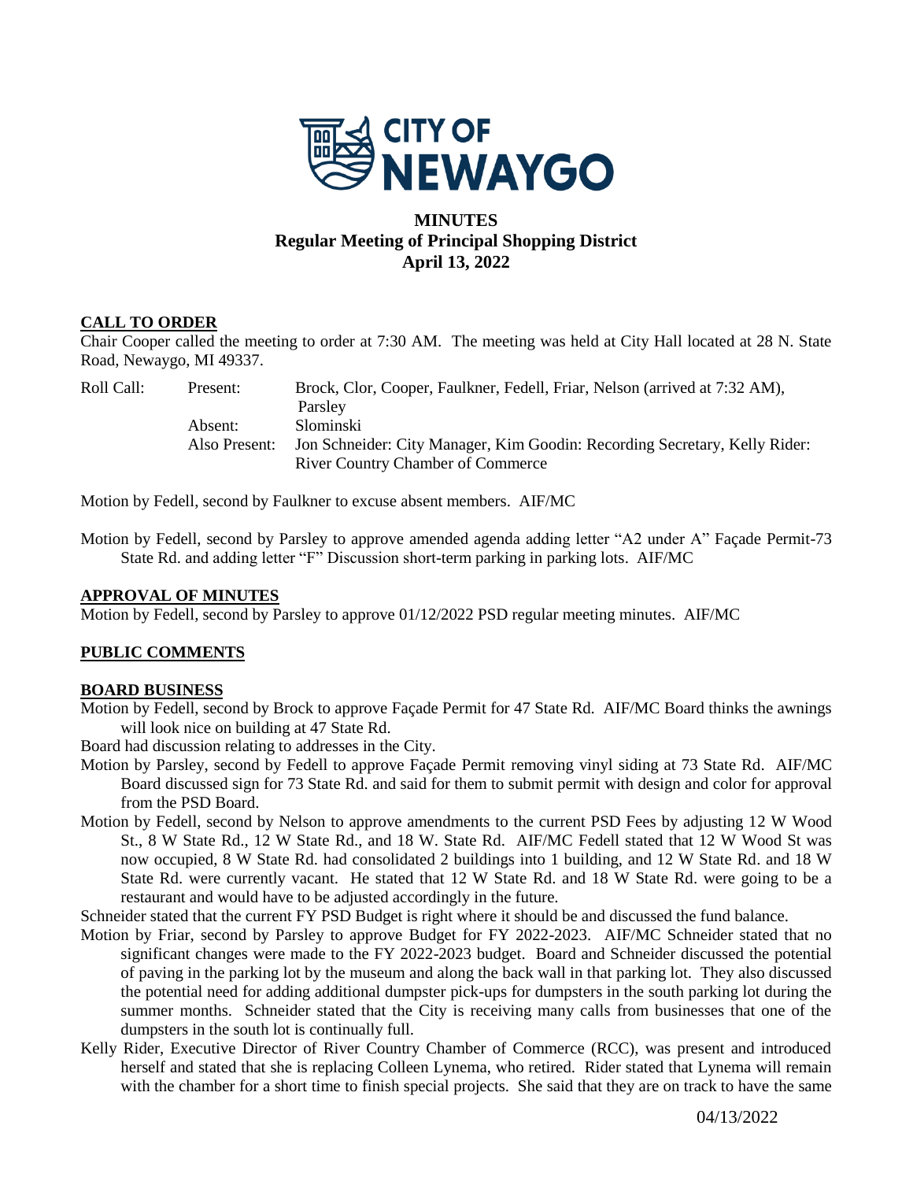# MINUTES
## Regular Meeting of Principal Shopping District
## April 13, 2022

### CALL TO ORDER

Chair Cooper called the meeting to order at 7:30 AM. The meeting was held at City Hall located at 28 N. State Road, Newaygo, MI 49337.

| Roll Call: | Present: | Brock, Clor, Cooper, Faulkner, Fedell, Friar, Nelson (arrived at 7:32 AM), Parsley |
|---|---|---|
| | Absent: | Slominski |
| | Also Present: | Jon Schneider: City Manager, Kim Goodin: Recording Secretary, Kelly Rider: River Country Chamber of Commerce |

Motion by Fedell, second by Faulkner to excuse absent members. AIF/MC

Motion by Fedell, second by Parsley to approve amended agenda adding letter "A2 under A" Façade Permit-73 State Rd. and adding letter "F" Discussion short-term parking in parking lots. AIF/MC

### APPROVAL OF MINUTES

Motion by Fedell, second by Parsley to approve 01/12/2022 PSD regular meeting minutes. AIF/MC

### PUBLIC COMMENTS

### BOARD BUSINESS

Motion by Fedell, second by Brock to approve Façade Permit for 47 State Rd. AIF/MC Board thinks the awnings will look nice on building at 47 State Rd.

Board had discussion relating to addresses in the City.

Motion by Parsley, second by Fedell to approve Façade Permit removing vinyl siding at 73 State Rd. AIF/MC Board discussed sign for 73 State Rd. and said for them to submit permit with design and color for approval from the PSD Board.

Motion by Fedell, second by Nelson to approve amendments to the current PSD Fees by adjusting 12 W Wood St., 8 W State Rd., 12 W State Rd., and 18 W. State Rd. AIF/MC Fedell stated that 12 W Wood St was now occupied, 8 W State Rd. had consolidated 2 buildings into 1 building, and 12 W State Rd. and 18 W State Rd. were currently vacant. He stated that 12 W State Rd. and 18 W State Rd. were going to be a restaurant and would have to be adjusted accordingly in the future.

Schneider stated that the current FY PSD Budget is right where it should be and discussed the fund balance.

Motion by Friar, second by Parsley to approve Budget for FY 2022-2023. AIF/MC Schneider stated that no significant changes were made to the FY 2022-2023 budget. Board and Schneider discussed the potential of paving in the parking lot by the museum and along the back wall in that parking lot. They also discussed the potential need for adding additional dumpster pick-ups for dumpsters in the south parking lot during the summer months. Schneider stated that the City is receiving many calls from businesses that one of the dumpsters in the south lot is continually full.

Kelly Rider, Executive Director of River Country Chamber of Commerce (RCC), was present and introduced herself and stated that she is replacing Colleen Lynema, who retired. Rider stated that Lynema will remain with the chamber for a short time to finish special projects. She said that they are on track to have the same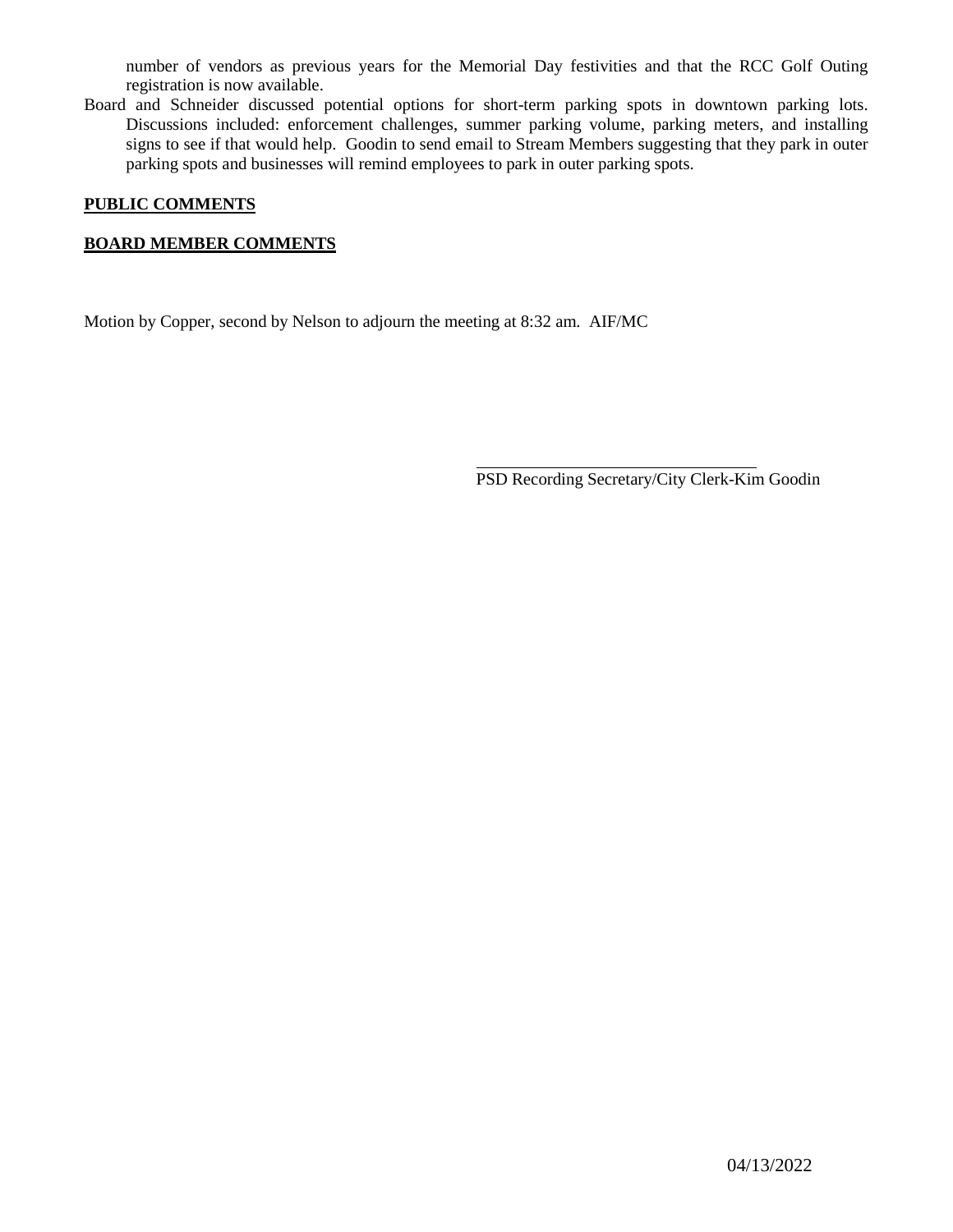number of vendors as previous years for the Memorial Day festivities and that the RCC Golf Outing registration is now available.

Board and Schneider discussed potential options for short-term parking spots in downtown parking lots. Discussions included: enforcement challenges, summer parking volume, parking meters, and installing signs to see if that would help. Goodin to send email to Stream Members suggesting that they park in outer parking spots and businesses will remind employees to park in outer parking spots.

**PUBLIC COMMENTS**

**BOARD MEMBER COMMENTS**

Motion by Copper, second by Nelson to adjourn the meeting at 8:32 am. AIF/MC

\_\_\_\_\_\_\_\_\_\_\_\_\_\_\_\_\_\_\_\_\_\_\_\_\_\_\_\_\_\_\_\_\_\_\_\_

PSD Recording Secretary/City Clerk-Kim Goodin

04/13/2022